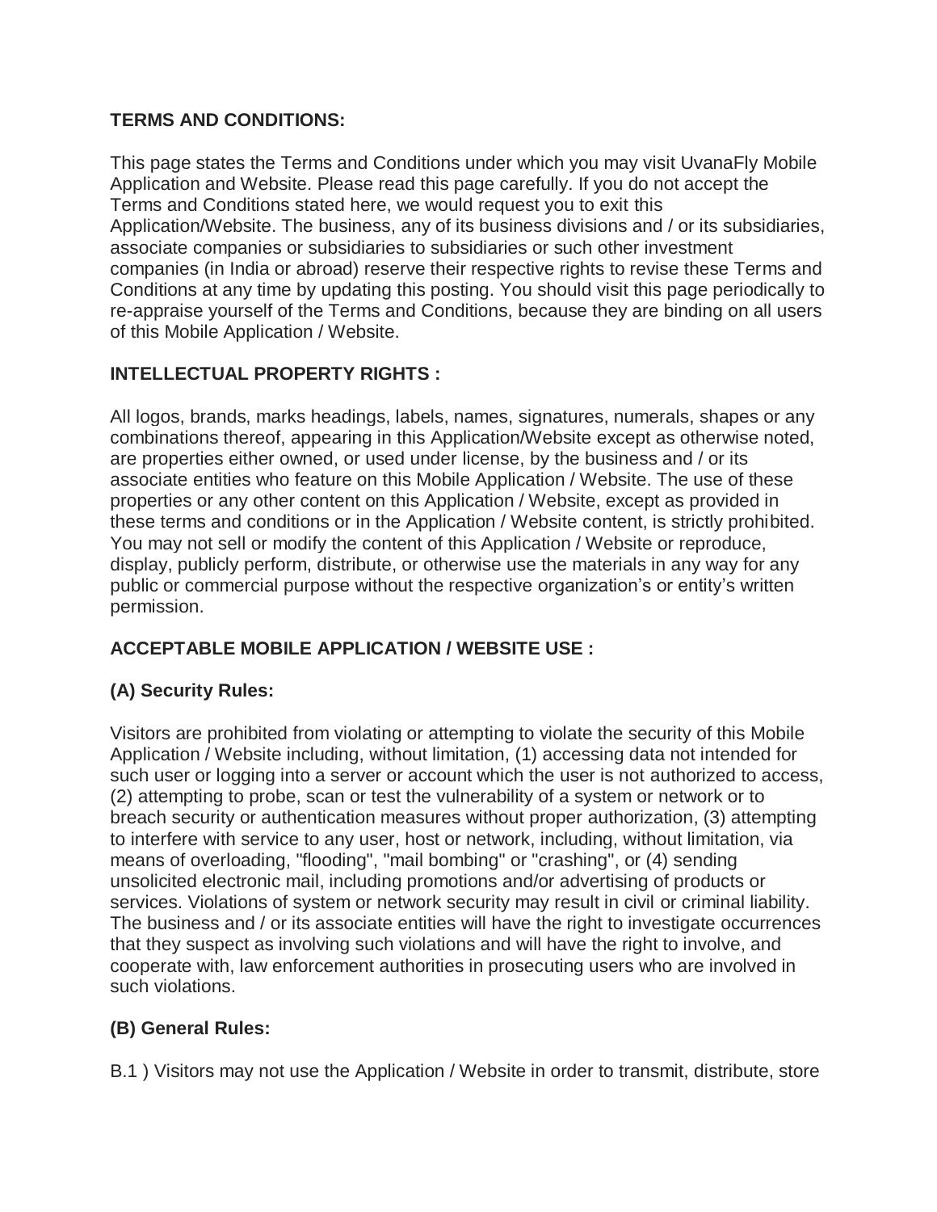**TERMS AND CONDITIONS:**

This page states the Terms and Conditions under which you may visit UvanaFly Mobile Application and Website. Please read this page carefully. If you do not accept the Terms and Conditions stated here, we would request you to exit this Application/Website. The business, any of its business divisions and / or its subsidiaries, associate companies or subsidiaries to subsidiaries or such other investment companies (in India or abroad) reserve their respective rights to revise these Terms and Conditions at any time by updating this posting. You should visit this page periodically to re-appraise yourself of the Terms and Conditions, because they are binding on all users of this Mobile Application / Website.

**INTELLECTUAL PROPERTY RIGHTS :**

All logos, brands, marks headings, labels, names, signatures, numerals, shapes or any combinations thereof, appearing in this Application/Website except as otherwise noted, are properties either owned, or used under license, by the business and / or its associate entities who feature on this Mobile Application / Website. The use of these properties or any other content on this Application / Website, except as provided in these terms and conditions or in the Application / Website content, is strictly prohibited. You may not sell or modify the content of this Application / Website or reproduce, display, publicly perform, distribute, or otherwise use the materials in any way for any public or commercial purpose without the respective organization's or entity's written permission.

**ACCEPTABLE MOBILE APPLICATION / WEBSITE USE :**

**(A) Security Rules:**

Visitors are prohibited from violating or attempting to violate the security of this Mobile Application / Website including, without limitation, (1) accessing data not intended for such user or logging into a server or account which the user is not authorized to access, (2) attempting to probe, scan or test the vulnerability of a system or network or to breach security or authentication measures without proper authorization, (3) attempting to interfere with service to any user, host or network, including, without limitation, via means of overloading, "flooding", "mail bombing" or "crashing", or (4) sending unsolicited electronic mail, including promotions and/or advertising of products or services. Violations of system or network security may result in civil or criminal liability. The business and / or its associate entities will have the right to investigate occurrences that they suspect as involving such violations and will have the right to involve, and cooperate with, law enforcement authorities in prosecuting users who are involved in such violations.

**(B) General Rules:**

B.1 ) Visitors may not use the Application / Website in order to transmit, distribute, store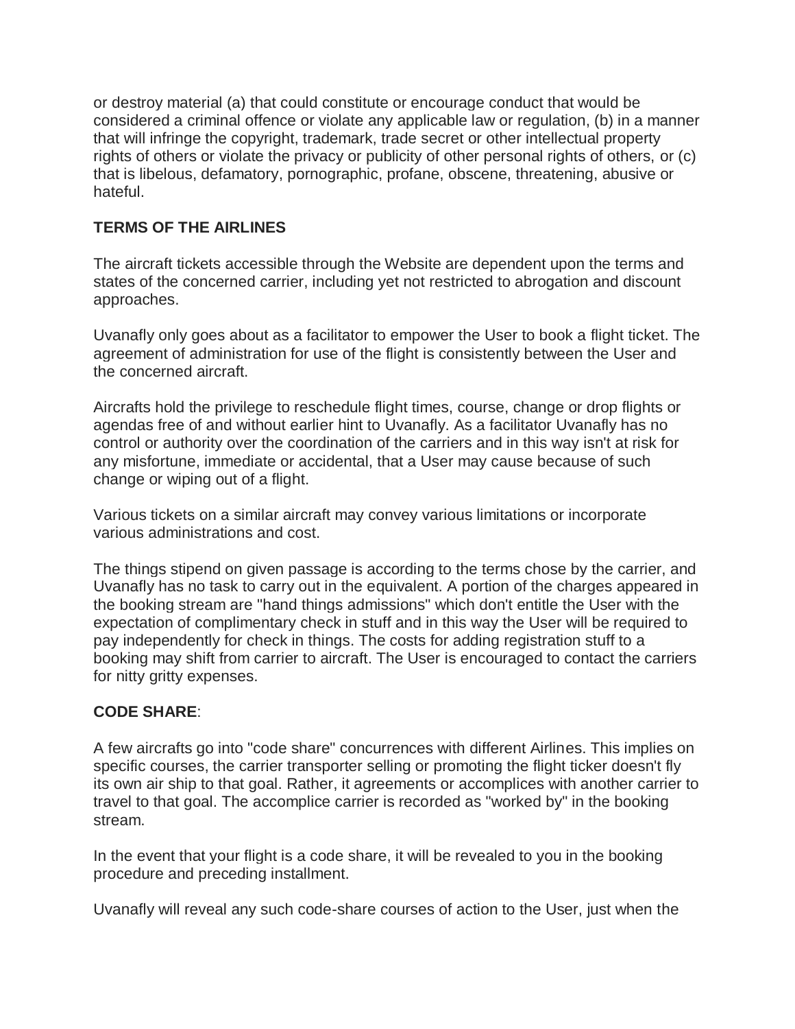or destroy material (a) that could constitute or encourage conduct that would be considered a criminal offence or violate any applicable law or regulation, (b) in a manner that will infringe the copyright, trademark, trade secret or other intellectual property rights of others or violate the privacy or publicity of other personal rights of others, or (c) that is libelous, defamatory, pornographic, profane, obscene, threatening, abusive or hateful.

**TERMS OF THE AIRLINES**

The aircraft tickets accessible through the Website are dependent upon the terms and states of the concerned carrier, including yet not restricted to abrogation and discount approaches.

Uvanafly only goes about as a facilitator to empower the User to book a flight ticket. The agreement of administration for use of the flight is consistently between the User and the concerned aircraft.

Aircrafts hold the privilege to reschedule flight times, course, change or drop flights or agendas free of and without earlier hint to Uvanafly. As a facilitator Uvanafly has no control or authority over the coordination of the carriers and in this way isn't at risk for any misfortune, immediate or accidental, that a User may cause because of such change or wiping out of a flight.

Various tickets on a similar aircraft may convey various limitations or incorporate various administrations and cost.

The things stipend on given passage is according to the terms chose by the carrier, and Uvanafly has no task to carry out in the equivalent. A portion of the charges appeared in the booking stream are "hand things admissions" which don't entitle the User with the expectation of complimentary check in stuff and in this way the User will be required to pay independently for check in things. The costs for adding registration stuff to a booking may shift from carrier to aircraft. The User is encouraged to contact the carriers for nitty gritty expenses.

**CODE SHARE**:

A few aircrafts go into "code share" concurrences with different Airlines. This implies on specific courses, the carrier transporter selling or promoting the flight ticker doesn't fly its own air ship to that goal. Rather, it agreements or accomplices with another carrier to travel to that goal. The accomplice carrier is recorded as "worked by" in the booking stream.

In the event that your flight is a code share, it will be revealed to you in the booking procedure and preceding installment.

Uvanafly will reveal any such code-share courses of action to the User, just when the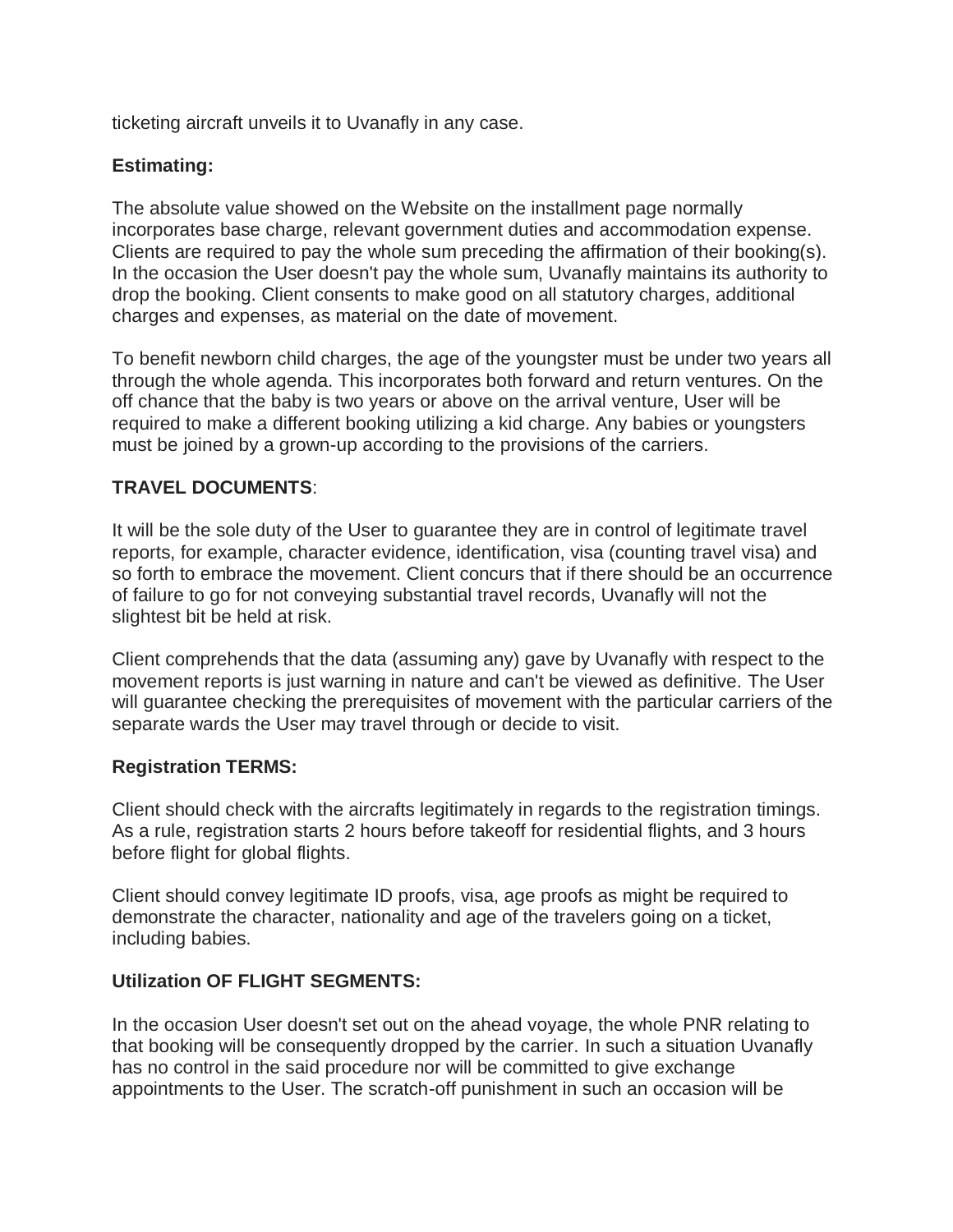ticketing aircraft unveils it to Uvanafly in any case.

**Estimating:**

The absolute value showed on the Website on the installment page normally incorporates base charge, relevant government duties and accommodation expense. Clients are required to pay the whole sum preceding the affirmation of their booking(s). In the occasion the User doesn't pay the whole sum, Uvanafly maintains its authority to drop the booking. Client consents to make good on all statutory charges, additional charges and expenses, as material on the date of movement.

To benefit newborn child charges, the age of the youngster must be under two years all through the whole agenda. This incorporates both forward and return ventures. On the off chance that the baby is two years or above on the arrival venture, User will be required to make a different booking utilizing a kid charge. Any babies or youngsters must be joined by a grown-up according to the provisions of the carriers.

**TRAVEL DOCUMENTS**:

It will be the sole duty of the User to guarantee they are in control of legitimate travel reports, for example, character evidence, identification, visa (counting travel visa) and so forth to embrace the movement. Client concurs that if there should be an occurrence of failure to go for not conveying substantial travel records, Uvanafly will not the slightest bit be held at risk.

Client comprehends that the data (assuming any) gave by Uvanafly with respect to the movement reports is just warning in nature and can't be viewed as definitive. The User will guarantee checking the prerequisites of movement with the particular carriers of the separate wards the User may travel through or decide to visit.

**Registration TERMS:**

Client should check with the aircrafts legitimately in regards to the registration timings. As a rule, registration starts 2 hours before takeoff for residential flights, and 3 hours before flight for global flights.

Client should convey legitimate ID proofs, visa, age proofs as might be required to demonstrate the character, nationality and age of the travelers going on a ticket, including babies.

**Utilization OF FLIGHT SEGMENTS:**

In the occasion User doesn't set out on the ahead voyage, the whole PNR relating to that booking will be consequently dropped by the carrier. In such a situation Uvanafly has no control in the said procedure nor will be committed to give exchange appointments to the User. The scratch-off punishment in such an occasion will be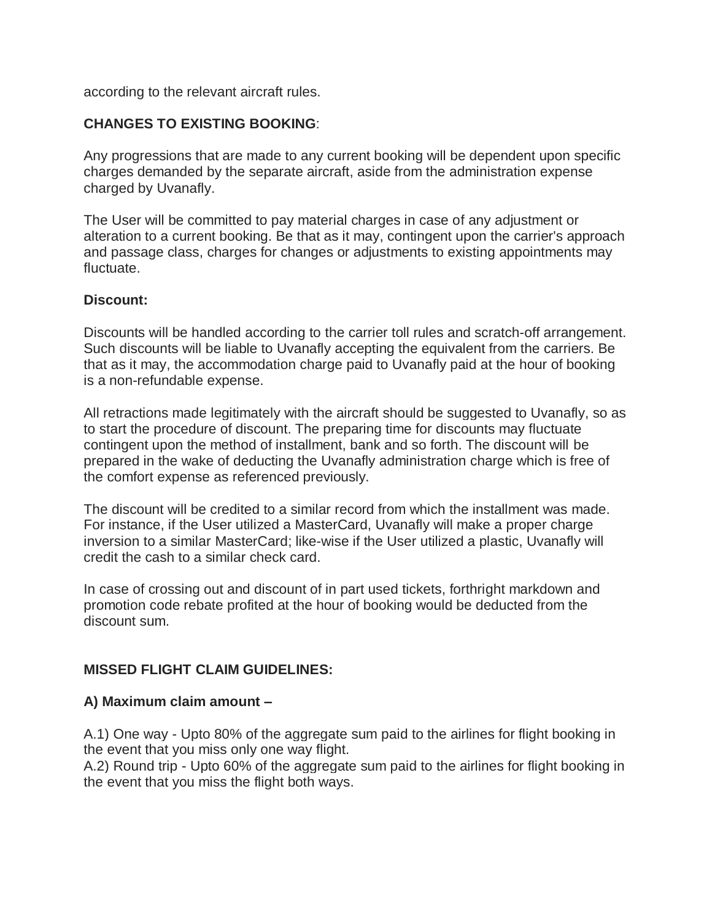according to the relevant aircraft rules.

**CHANGES TO EXISTING BOOKING**:

Any progressions that are made to any current booking will be dependent upon specific charges demanded by the separate aircraft, aside from the administration expense charged by Uvanafly.

The User will be committed to pay material charges in case of any adjustment or alteration to a current booking. Be that as it may, contingent upon the carrier's approach and passage class, charges for changes or adjustments to existing appointments may fluctuate.

**Discount:**

Discounts will be handled according to the carrier toll rules and scratch-off arrangement. Such discounts will be liable to Uvanafly accepting the equivalent from the carriers. Be that as it may, the accommodation charge paid to Uvanafly paid at the hour of booking is a non-refundable expense.

All retractions made legitimately with the aircraft should be suggested to Uvanafly, so as to start the procedure of discount. The preparing time for discounts may fluctuate contingent upon the method of installment, bank and so forth. The discount will be prepared in the wake of deducting the Uvanafly administration charge which is free of the comfort expense as referenced previously.

The discount will be credited to a similar record from which the installment was made. For instance, if the User utilized a MasterCard, Uvanafly will make a proper charge inversion to a similar MasterCard; like-wise if the User utilized a plastic, Uvanafly will credit the cash to a similar check card.

In case of crossing out and discount of in part used tickets, forthright markdown and promotion code rebate profited at the hour of booking would be deducted from the discount sum.

**MISSED FLIGHT CLAIM GUIDELINES:**

**A) Maximum claim amount –**

A.1) One way - Upto 80% of the aggregate sum paid to the airlines for flight booking in the event that you miss only one way flight.
A.2) Round trip - Upto 60% of the aggregate sum paid to the airlines for flight booking in the event that you miss the flight both ways.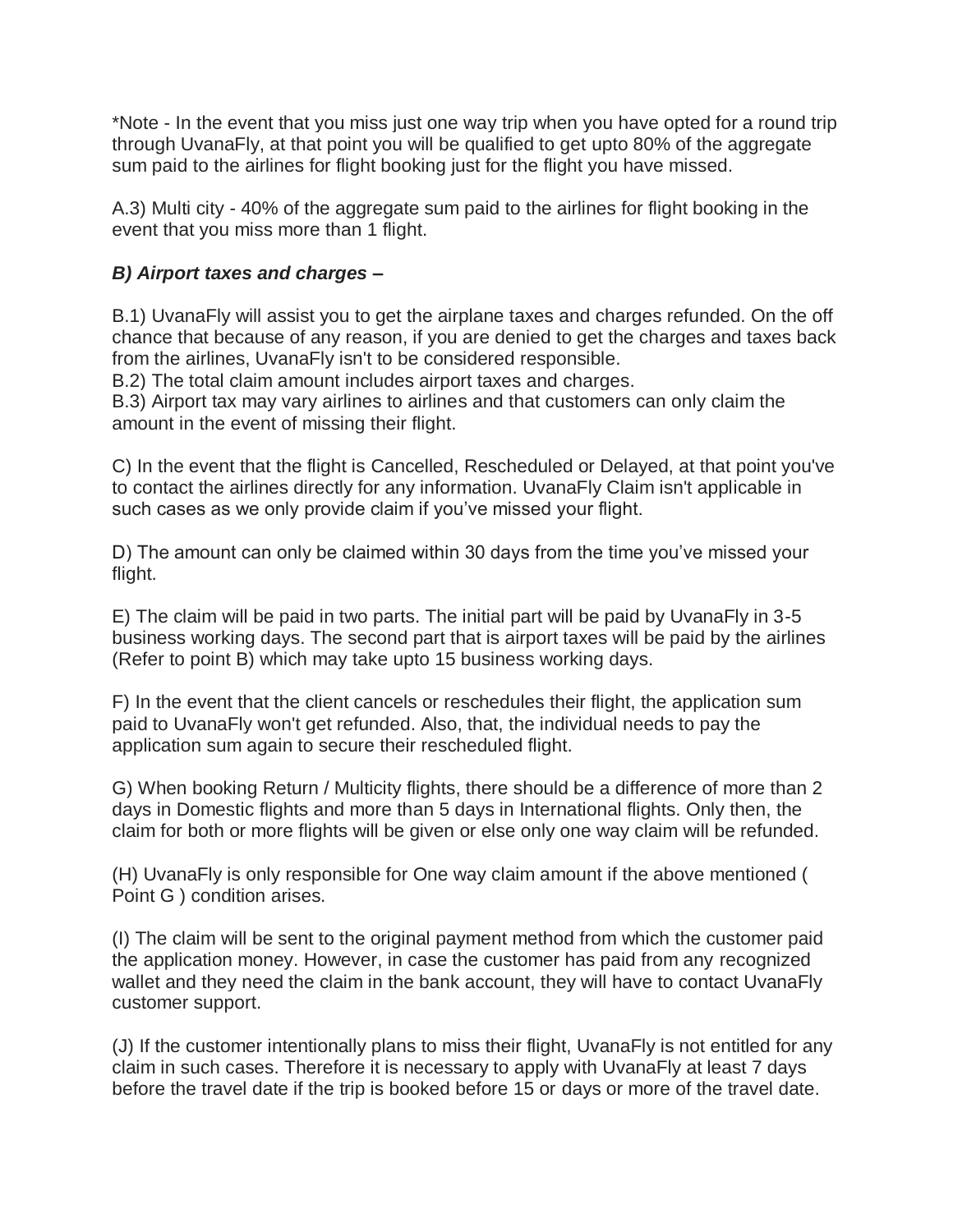*Note - In the event that you miss just one way trip when you have opted for a round trip through UvanaFly, at that point you will be qualified to get upto 80% of the aggregate sum paid to the airlines for flight booking just for the flight you have missed.

A.3) Multi city - 40% of the aggregate sum paid to the airlines for flight booking in the event that you miss more than 1 flight.

***B) Airport taxes and charges –***

B.1) UvanaFly will assist you to get the airplane taxes and charges refunded. On the off chance that because of any reason, if you are denied to get the charges and taxes back from the airlines, UvanaFly isn't to be considered responsible.
B.2) The total claim amount includes airport taxes and charges.
B.3) Airport tax may vary airlines to airlines and that customers can only claim the amount in the event of missing their flight.

C) In the event that the flight is Cancelled, Rescheduled or Delayed, at that point you've to contact the airlines directly for any information. UvanaFly Claim isn't applicable in such cases as we only provide claim if you've missed your flight.

D) The amount can only be claimed within 30 days from the time you've missed your flight.

E) The claim will be paid in two parts. The initial part will be paid by UvanaFly in 3-5 business working days. The second part that is airport taxes will be paid by the airlines (Refer to point B) which may take upto 15 business working days.

F) In the event that the client cancels or reschedules their flight, the application sum paid to UvanaFly won't get refunded. Also, that, the individual needs to pay the application sum again to secure their rescheduled flight.

G) When booking Return / Multicity flights, there should be a difference of more than 2 days in Domestic flights and more than 5 days in International flights. Only then, the claim for both or more flights will be given or else only one way claim will be refunded.

(H) UvanaFly is only responsible for One way claim amount if the above mentioned ( Point G ) condition arises.

(I) The claim will be sent to the original payment method from which the customer paid the application money. However, in case the customer has paid from any recognized wallet and they need the claim in the bank account, they will have to contact UvanaFly customer support.

(J) If the customer intentionally plans to miss their flight, UvanaFly is not entitled for any claim in such cases. Therefore it is necessary to apply with UvanaFly at least 7 days before the travel date if the trip is booked before 15 or days or more of the travel date.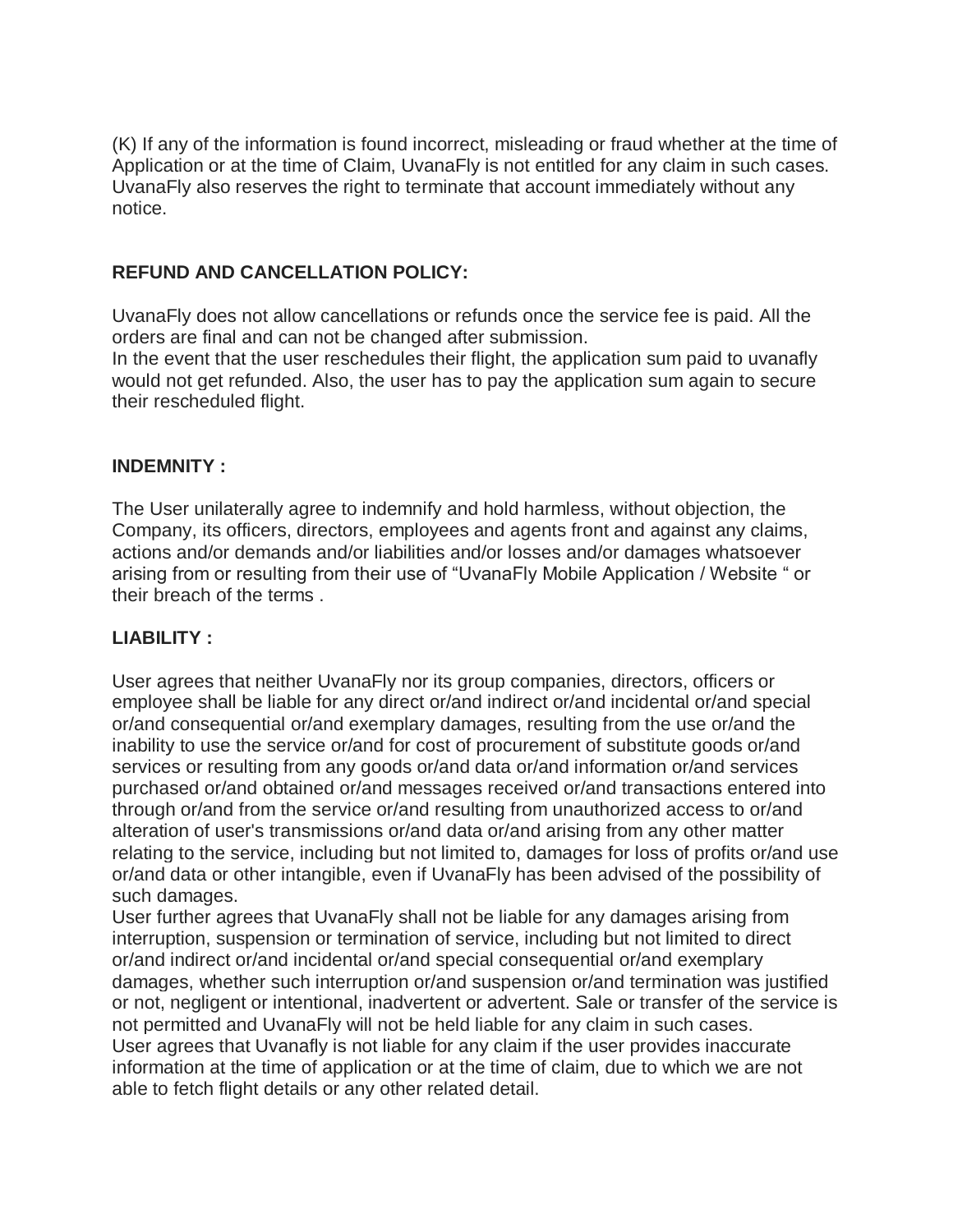(K) If any of the information is found incorrect, misleading or fraud whether at the time of Application or at the time of Claim, UvanaFly is not entitled for any claim in such cases. UvanaFly also reserves the right to terminate that account immediately without any notice.

**REFUND AND CANCELLATION POLICY:**

UvanaFly does not allow cancellations or refunds once the service fee is paid. All the orders are final and can not be changed after submission.
In the event that the user reschedules their flight, the application sum paid to uvanafly would not get refunded. Also, the user has to pay the application sum again to secure their rescheduled flight.

**INDEMNITY :**

The User unilaterally agree to indemnify and hold harmless, without objection, the Company, its officers, directors, employees and agents front and against any claims, actions and/or demands and/or liabilities and/or losses and/or damages whatsoever arising from or resulting from their use of "UvanaFly Mobile Application / Website " or their breach of the terms .

**LIABILITY :**

User agrees that neither UvanaFly nor its group companies, directors, officers or employee shall be liable for any direct or/and indirect or/and incidental or/and special or/and consequential or/and exemplary damages, resulting from the use or/and the inability to use the service or/and for cost of procurement of substitute goods or/and services or resulting from any goods or/and data or/and information or/and services purchased or/and obtained or/and messages received or/and transactions entered into through or/and from the service or/and resulting from unauthorized access to or/and alteration of user's transmissions or/and data or/and arising from any other matter relating to the service, including but not limited to, damages for loss of profits or/and use or/and data or other intangible, even if UvanaFly has been advised of the possibility of such damages.
User further agrees that UvanaFly shall not be liable for any damages arising from interruption, suspension or termination of service, including but not limited to direct or/and indirect or/and incidental or/and special consequential or/and exemplary damages, whether such interruption or/and suspension or/and termination was justified or not, negligent or intentional, inadvertent or advertent. Sale or transfer of the service is not permitted and UvanaFly will not be held liable for any claim in such cases.
User agrees that Uvanafly is not liable for any claim if the user provides inaccurate information at the time of application or at the time of claim, due to which we are not able to fetch flight details or any other related detail.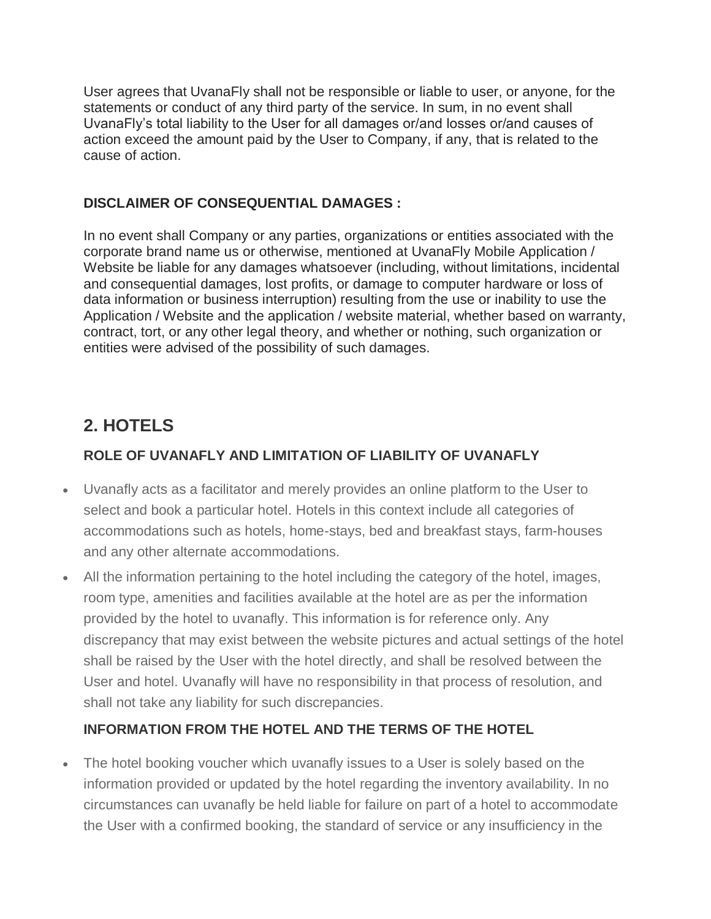User agrees that UvanaFly shall not be responsible or liable to user, or anyone, for the statements or conduct of any third party of the service. In sum, in no event shall UvanaFly's total liability to the User for all damages or/and losses or/and causes of action exceed the amount paid by the User to Company, if any, that is related to the cause of action.

**DISCLAIMER OF CONSEQUENTIAL DAMAGES :**

In no event shall Company or any parties, organizations or entities associated with the corporate brand name us or otherwise, mentioned at UvanaFly Mobile Application / Website be liable for any damages whatsoever (including, without limitations, incidental and consequential damages, lost profits, or damage to computer hardware or loss of data information or business interruption) resulting from the use or inability to use the Application / Website and the application / website material, whether based on warranty, contract, tort, or any other legal theory, and whether or nothing, such organization or entities were advised of the possibility of such damages.

## 2. HOTELS

### ROLE OF UVANAFLY AND LIMITATION OF LIABILITY OF UVANAFLY

- Uvanafly acts as a facilitator and merely provides an online platform to the User to select and book a particular hotel. Hotels in this context include all categories of accommodations such as hotels, home-stays, bed and breakfast stays, farm-houses and any other alternate accommodations.
- All the information pertaining to the hotel including the category of the hotel, images, room type, amenities and facilities available at the hotel are as per the information provided by the hotel to uvanafly. This information is for reference only. Any discrepancy that may exist between the website pictures and actual settings of the hotel shall be raised by the User with the hotel directly, and shall be resolved between the User and hotel. Uvanafly will have no responsibility in that process of resolution, and shall not take any liability for such discrepancies.

### INFORMATION FROM THE HOTEL AND THE TERMS OF THE HOTEL

- The hotel booking voucher which uvanafly issues to a User is solely based on the information provided or updated by the hotel regarding the inventory availability. In no circumstances can uvanafly be held liable for failure on part of a hotel to accommodate the User with a confirmed booking, the standard of service or any insufficiency in the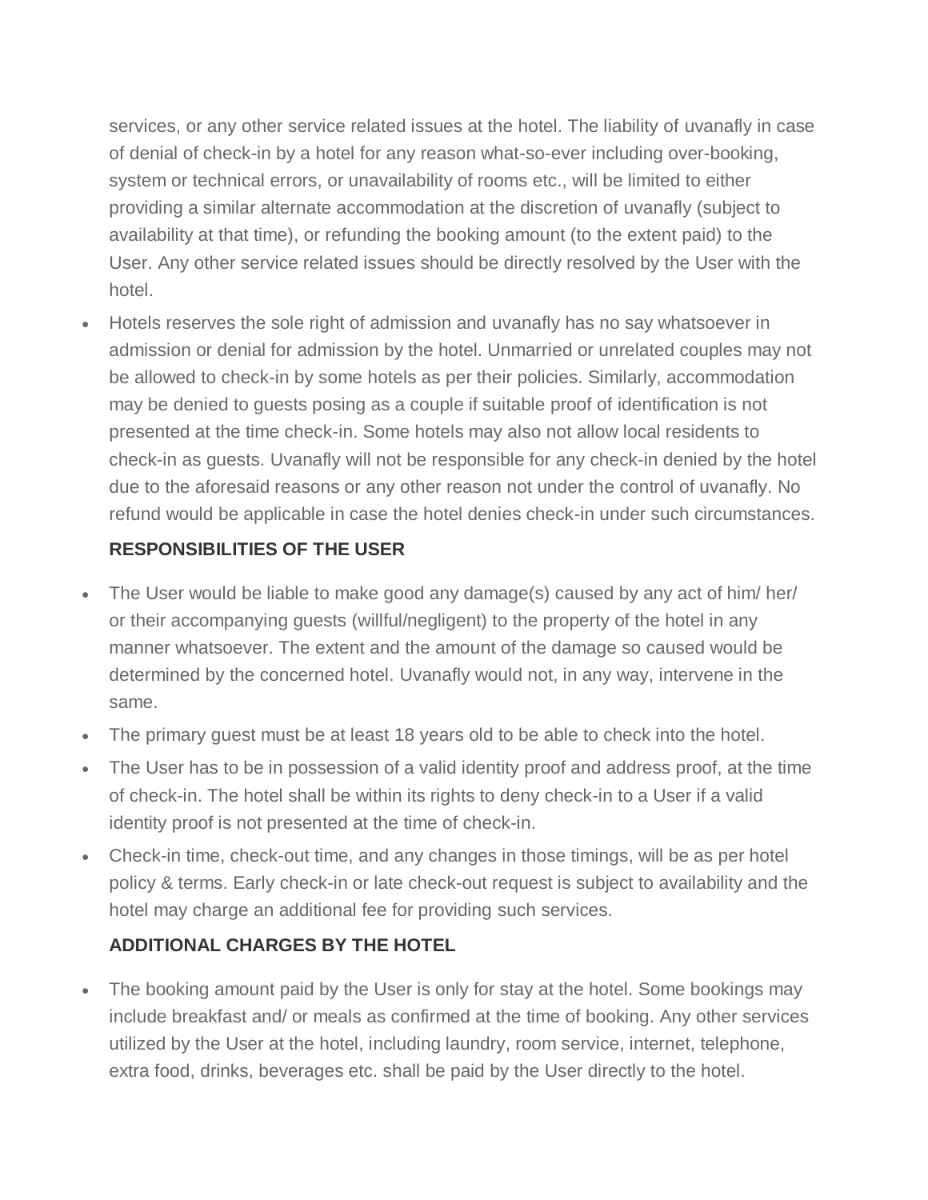services, or any other service related issues at the hotel. The liability of uvanafly in case of denial of check-in by a hotel for any reason what-so-ever including over-booking, system or technical errors, or unavailability of rooms etc., will be limited to either providing a similar alternate accommodation at the discretion of uvanafly (subject to availability at that time), or refunding the booking amount (to the extent paid) to the User. Any other service related issues should be directly resolved by the User with the hotel.

- Hotels reserves the sole right of admission and uvanafly has no say whatsoever in admission or denial for admission by the hotel. Unmarried or unrelated couples may not be allowed to check-in by some hotels as per their policies. Similarly, accommodation may be denied to guests posing as a couple if suitable proof of identification is not presented at the time check-in. Some hotels may also not allow local residents to check-in as guests. Uvanafly will not be responsible for any check-in denied by the hotel due to the aforesaid reasons or any other reason not under the control of uvanafly. No refund would be applicable in case the hotel denies check-in under such circumstances.

**RESPONSIBILITIES OF THE USER**

- The User would be liable to make good any damage(s) caused by any act of him/ her/ or their accompanying guests (willful/negligent) to the property of the hotel in any manner whatsoever. The extent and the amount of the damage so caused would be determined by the concerned hotel. Uvanafly would not, in any way, intervene in the same.
- The primary guest must be at least 18 years old to be able to check into the hotel.
- The User has to be in possession of a valid identity proof and address proof, at the time of check-in. The hotel shall be within its rights to deny check-in to a User if a valid identity proof is not presented at the time of check-in.
- Check-in time, check-out time, and any changes in those timings, will be as per hotel policy & terms. Early check-in or late check-out request is subject to availability and the hotel may charge an additional fee for providing such services.

**ADDITIONAL CHARGES BY THE HOTEL**

- The booking amount paid by the User is only for stay at the hotel. Some bookings may include breakfast and/ or meals as confirmed at the time of booking. Any other services utilized by the User at the hotel, including laundry, room service, internet, telephone, extra food, drinks, beverages etc. shall be paid by the User directly to the hotel.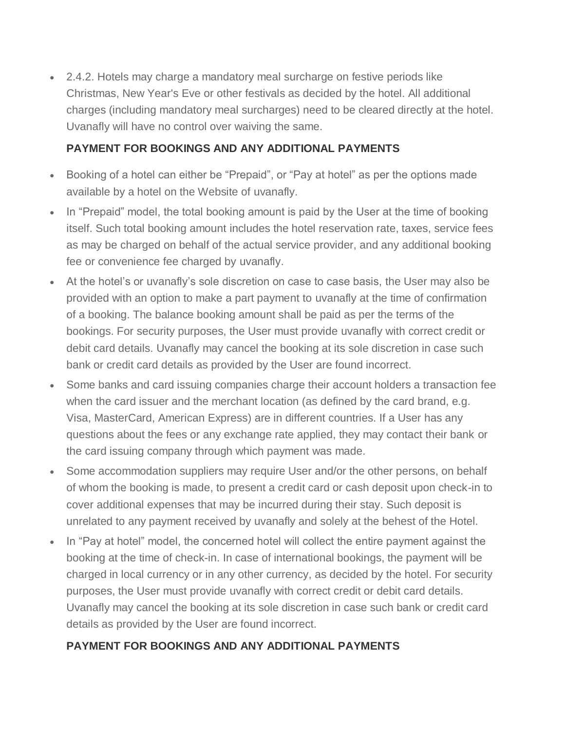- 2.4.2. Hotels may charge a mandatory meal surcharge on festive periods like Christmas, New Year's Eve or other festivals as decided by the hotel. All additional charges (including mandatory meal surcharges) need to be cleared directly at the hotel. Uvanafly will have no control over waiving the same.

**PAYMENT FOR BOOKINGS AND ANY ADDITIONAL PAYMENTS**

- Booking of a hotel can either be "Prepaid", or "Pay at hotel" as per the options made available by a hotel on the Website of uvanafly.
- In "Prepaid" model, the total booking amount is paid by the User at the time of booking itself. Such total booking amount includes the hotel reservation rate, taxes, service fees as may be charged on behalf of the actual service provider, and any additional booking fee or convenience fee charged by uvanafly.
- At the hotel's or uvanafly's sole discretion on case to case basis, the User may also be provided with an option to make a part payment to uvanafly at the time of confirmation of a booking. The balance booking amount shall be paid as per the terms of the bookings. For security purposes, the User must provide uvanafly with correct credit or debit card details. Uvanafly may cancel the booking at its sole discretion in case such bank or credit card details as provided by the User are found incorrect.
- Some banks and card issuing companies charge their account holders a transaction fee when the card issuer and the merchant location (as defined by the card brand, e.g. Visa, MasterCard, American Express) are in different countries. If a User has any questions about the fees or any exchange rate applied, they may contact their bank or the card issuing company through which payment was made.
- Some accommodation suppliers may require User and/or the other persons, on behalf of whom the booking is made, to present a credit card or cash deposit upon check-in to cover additional expenses that may be incurred during their stay. Such deposit is unrelated to any payment received by uvanafly and solely at the behest of the Hotel.
- In "Pay at hotel" model, the concerned hotel will collect the entire payment against the booking at the time of check-in. In case of international bookings, the payment will be charged in local currency or in any other currency, as decided by the hotel. For security purposes, the User must provide uvanafly with correct credit or debit card details. Uvanafly may cancel the booking at its sole discretion in case such bank or credit card details as provided by the User are found incorrect.

**PAYMENT FOR BOOKINGS AND ANY ADDITIONAL PAYMENTS**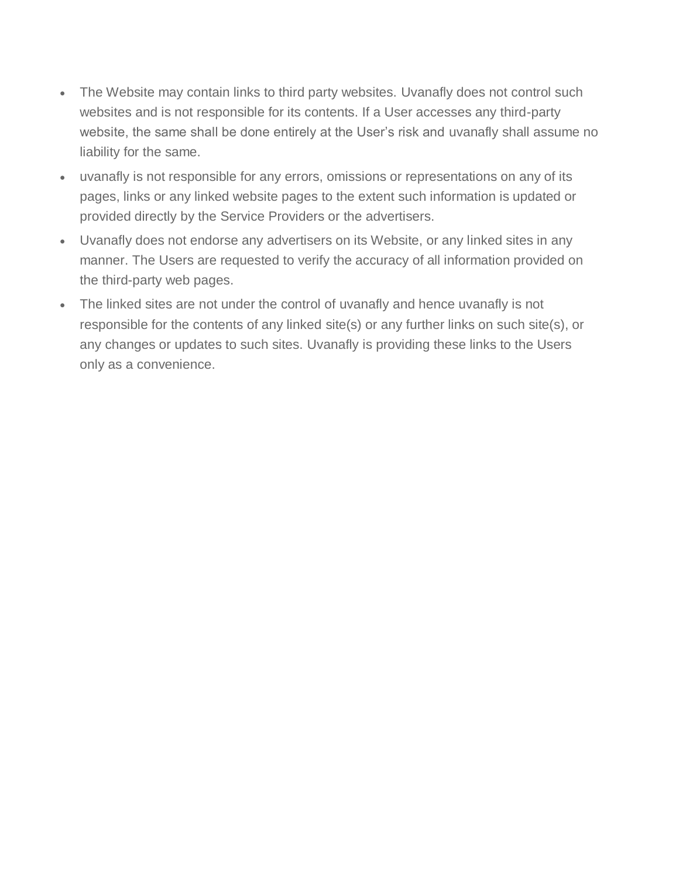- The Website may contain links to third party websites. Uvanafly does not control such websites and is not responsible for its contents. If a User accesses any third-party website, the same shall be done entirely at the User's risk and uvanafly shall assume no liability for the same.
- uvanafly is not responsible for any errors, omissions or representations on any of its pages, links or any linked website pages to the extent such information is updated or provided directly by the Service Providers or the advertisers.
- Uvanafly does not endorse any advertisers on its Website, or any linked sites in any manner. The Users are requested to verify the accuracy of all information provided on the third-party web pages.
- The linked sites are not under the control of uvanafly and hence uvanafly is not responsible for the contents of any linked site(s) or any further links on such site(s), or any changes or updates to such sites. Uvanafly is providing these links to the Users only as a convenience.